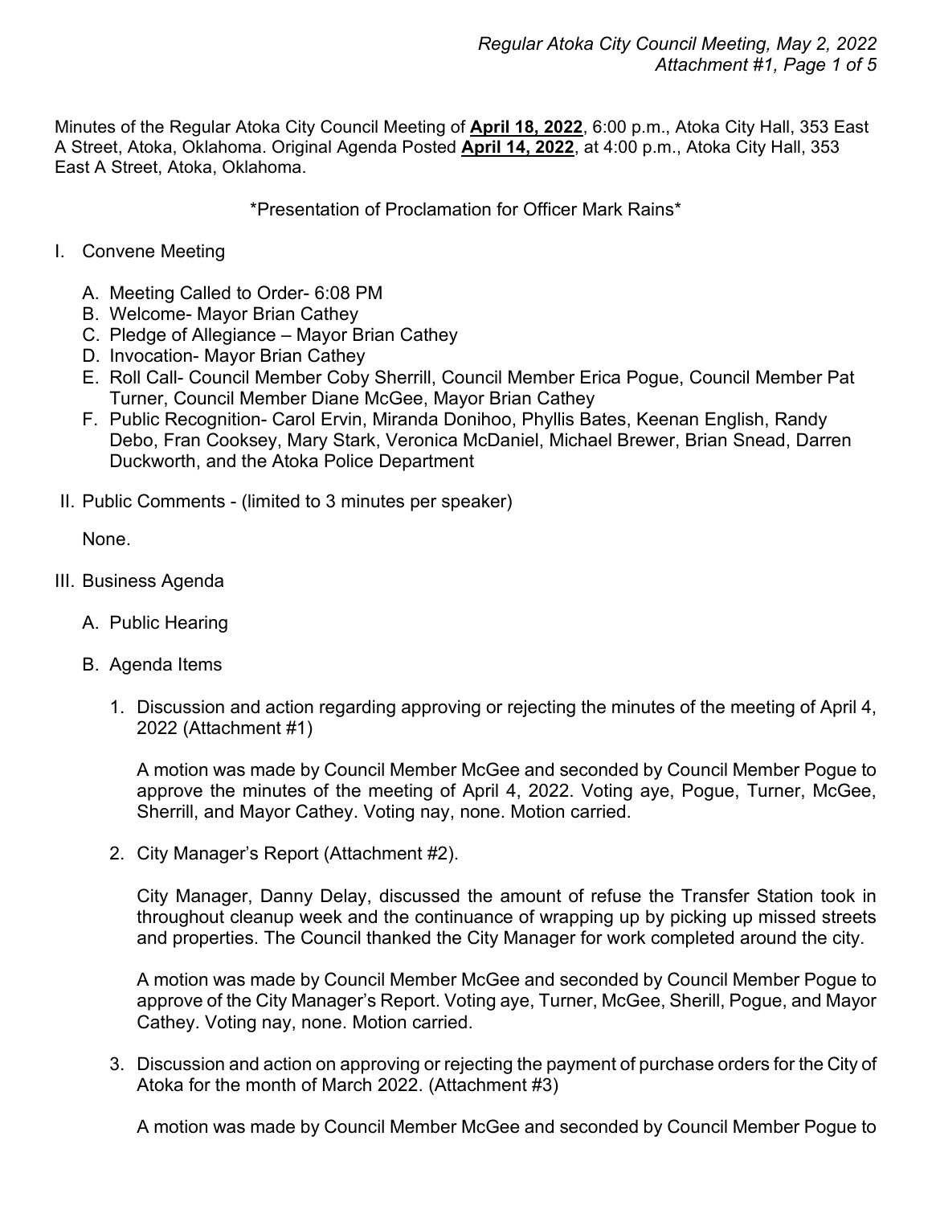Minutes of the Regular Atoka City Council Meeting of **April 18, 2022**, 6:00 p.m., Atoka City Hall, 353 East A Street, Atoka, Oklahoma. Original Agenda Posted **April 14, 2022**, at 4:00 p.m., Atoka City Hall, 353 East A Street, Atoka, Oklahoma.

*Presentation of Proclamation for Officer Mark Rains*

I. Convene Meeting

   A. Meeting Called to Order- 6:08 PM
   B. Welcome- Mayor Brian Cathey
   C. Pledge of Allegiance – Mayor Brian Cathey
   D. Invocation- Mayor Brian Cathey
   E. Roll Call- Council Member Coby Sherrill, Council Member Erica Pogue, Council Member Pat Turner, Council Member Diane McGee, Mayor Brian Cathey
   F. Public Recognition- Carol Ervin, Miranda Donihoo, Phyllis Bates, Keenan English, Randy Debo, Fran Cooksey, Mary Stark, Veronica McDaniel, Michael Brewer, Brian Snead, Darren Duckworth, and the Atoka Police Department

II. Public Comments - (limited to 3 minutes per speaker)

   None.

III. Business Agenda

   A. Public Hearing

   B. Agenda Items

      1. Discussion and action regarding approving or rejecting the minutes of the meeting of April 4, 2022 (Attachment #1)

         A motion was made by Council Member McGee and seconded by Council Member Pogue to approve the minutes of the meeting of April 4, 2022. Voting aye, Pogue, Turner, McGee, Sherrill, and Mayor Cathey. Voting nay, none. Motion carried.

      2. City Manager's Report (Attachment #2).

         City Manager, Danny Delay, discussed the amount of refuse the Transfer Station took in throughout cleanup week and the continuance of wrapping up by picking up missed streets and properties. The Council thanked the City Manager for work completed around the city.

         A motion was made by Council Member McGee and seconded by Council Member Pogue to approve of the City Manager's Report. Voting aye, Turner, McGee, Sherill, Pogue, and Mayor Cathey. Voting nay, none. Motion carried.

      3. Discussion and action on approving or rejecting the payment of purchase orders for the City of Atoka for the month of March 2022. (Attachment #3)

         A motion was made by Council Member McGee and seconded by Council Member Pogue to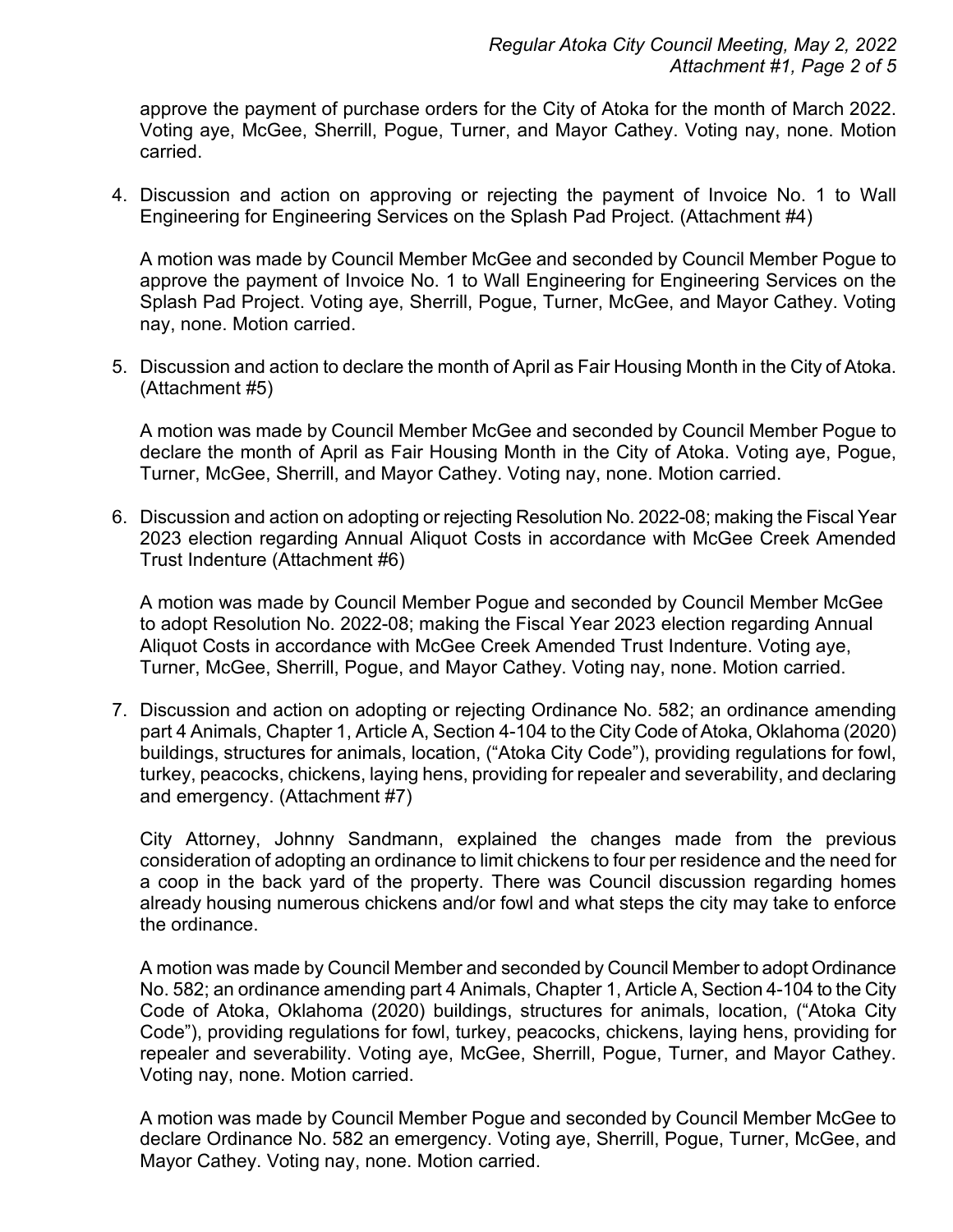approve the payment of purchase orders for the City of Atoka for the month of March 2022. Voting aye, McGee, Sherrill, Pogue, Turner, and Mayor Cathey. Voting nay, none. Motion carried.

4. Discussion and action on approving or rejecting the payment of Invoice No. 1 to Wall Engineering for Engineering Services on the Splash Pad Project. (Attachment #4)

   A motion was made by Council Member McGee and seconded by Council Member Pogue to approve the payment of Invoice No. 1 to Wall Engineering for Engineering Services on the Splash Pad Project. Voting aye, Sherrill, Pogue, Turner, McGee, and Mayor Cathey. Voting nay, none. Motion carried.

5. Discussion and action to declare the month of April as Fair Housing Month in the City of Atoka. (Attachment #5)

   A motion was made by Council Member McGee and seconded by Council Member Pogue to declare the month of April as Fair Housing Month in the City of Atoka. Voting aye, Pogue, Turner, McGee, Sherrill, and Mayor Cathey. Voting nay, none. Motion carried.

6. Discussion and action on adopting or rejecting Resolution No. 2022-08; making the Fiscal Year 2023 election regarding Annual Aliquot Costs in accordance with McGee Creek Amended Trust Indenture (Attachment #6)

   A motion was made by Council Member Pogue and seconded by Council Member McGee to adopt Resolution No. 2022-08; making the Fiscal Year 2023 election regarding Annual Aliquot Costs in accordance with McGee Creek Amended Trust Indenture. Voting aye, Turner, McGee, Sherrill, Pogue, and Mayor Cathey. Voting nay, none. Motion carried.

7. Discussion and action on adopting or rejecting Ordinance No. 582; an ordinance amending part 4 Animals, Chapter 1, Article A, Section 4-104 to the City Code of Atoka, Oklahoma (2020) buildings, structures for animals, location, ("Atoka City Code"), providing regulations for fowl, turkey, peacocks, chickens, laying hens, providing for repealer and severability, and declaring and emergency. (Attachment #7)

   City Attorney, Johnny Sandmann, explained the changes made from the previous consideration of adopting an ordinance to limit chickens to four per residence and the need for a coop in the back yard of the property. There was Council discussion regarding homes already housing numerous chickens and/or fowl and what steps the city may take to enforce the ordinance.

   A motion was made by Council Member and seconded by Council Member to adopt Ordinance No. 582; an ordinance amending part 4 Animals, Chapter 1, Article A, Section 4-104 to the City Code of Atoka, Oklahoma (2020) buildings, structures for animals, location, ("Atoka City Code"), providing regulations for fowl, turkey, peacocks, chickens, laying hens, providing for repealer and severability. Voting aye, McGee, Sherrill, Pogue, Turner, and Mayor Cathey. Voting nay, none. Motion carried.

   A motion was made by Council Member Pogue and seconded by Council Member McGee to declare Ordinance No. 582 an emergency. Voting aye, Sherrill, Pogue, Turner, McGee, and Mayor Cathey. Voting nay, none. Motion carried.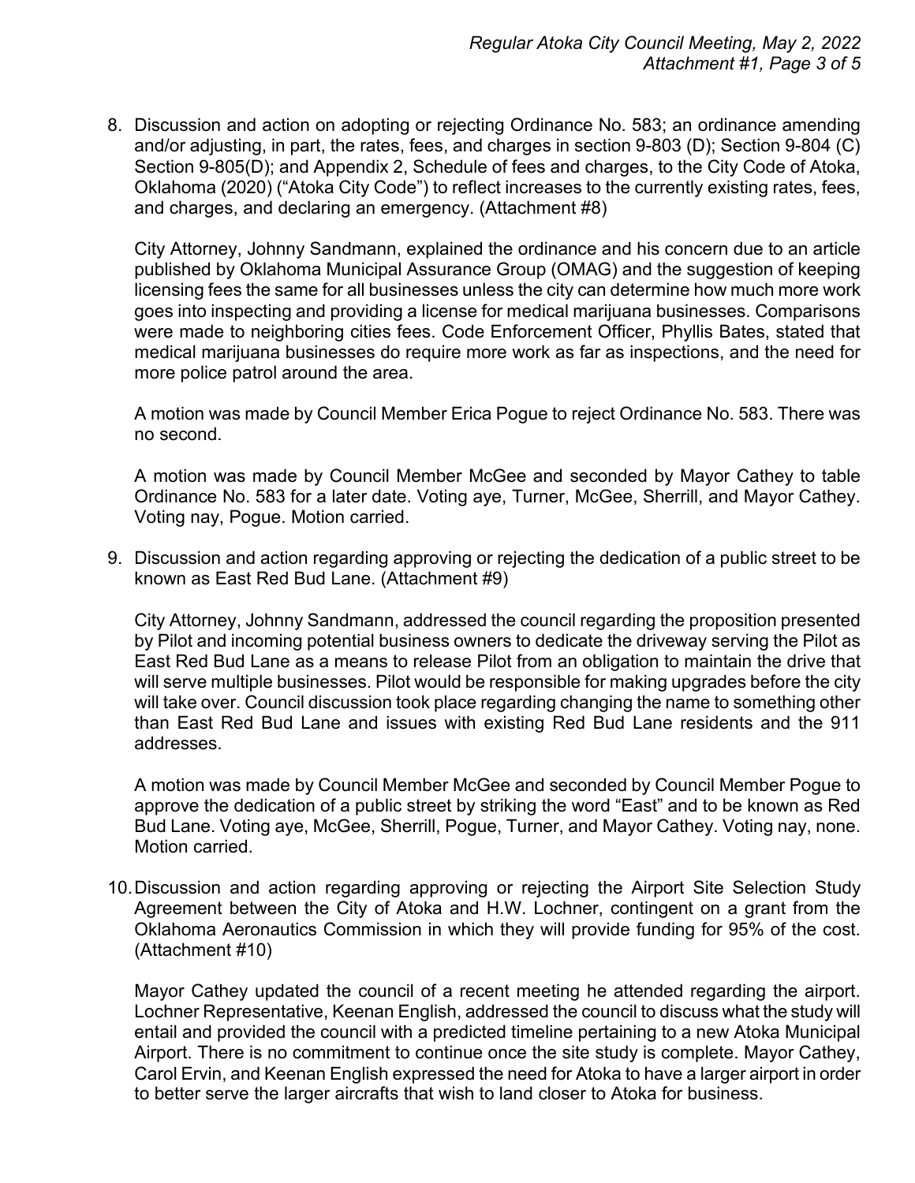8. Discussion and action on adopting or rejecting Ordinance No. 583; an ordinance amending and/or adjusting, in part, the rates, fees, and charges in section 9-803 (D); Section 9-804 (C) Section 9-805(D); and Appendix 2, Schedule of fees and charges, to the City Code of Atoka, Oklahoma (2020) ("Atoka City Code") to reflect increases to the currently existing rates, fees, and charges, and declaring an emergency. (Attachment #8)

   City Attorney, Johnny Sandmann, explained the ordinance and his concern due to an article published by Oklahoma Municipal Assurance Group (OMAG) and the suggestion of keeping licensing fees the same for all businesses unless the city can determine how much more work goes into inspecting and providing a license for medical marijuana businesses. Comparisons were made to neighboring cities fees. Code Enforcement Officer, Phyllis Bates, stated that medical marijuana businesses do require more work as far as inspections, and the need for more police patrol around the area.

   A motion was made by Council Member Erica Pogue to reject Ordinance No. 583. There was no second.

   A motion was made by Council Member McGee and seconded by Mayor Cathey to table Ordinance No. 583 for a later date. Voting aye, Turner, McGee, Sherrill, and Mayor Cathey. Voting nay, Pogue. Motion carried.

9. Discussion and action regarding approving or rejecting the dedication of a public street to be known as East Red Bud Lane. (Attachment #9)

   City Attorney, Johnny Sandmann, addressed the council regarding the proposition presented by Pilot and incoming potential business owners to dedicate the driveway serving the Pilot as East Red Bud Lane as a means to release Pilot from an obligation to maintain the drive that will serve multiple businesses. Pilot would be responsible for making upgrades before the city will take over. Council discussion took place regarding changing the name to something other than East Red Bud Lane and issues with existing Red Bud Lane residents and the 911 addresses.

   A motion was made by Council Member McGee and seconded by Council Member Pogue to approve the dedication of a public street by striking the word "East" and to be known as Red Bud Lane. Voting aye, McGee, Sherrill, Pogue, Turner, and Mayor Cathey. Voting nay, none. Motion carried.

10. Discussion and action regarding approving or rejecting the Airport Site Selection Study Agreement between the City of Atoka and H.W. Lochner, contingent on a grant from the Oklahoma Aeronautics Commission in which they will provide funding for 95% of the cost. (Attachment #10)

    Mayor Cathey updated the council of a recent meeting he attended regarding the airport. Lochner Representative, Keenan English, addressed the council to discuss what the study will entail and provided the council with a predicted timeline pertaining to a new Atoka Municipal Airport. There is no commitment to continue once the site study is complete. Mayor Cathey, Carol Ervin, and Keenan English expressed the need for Atoka to have a larger airport in order to better serve the larger aircrafts that wish to land closer to Atoka for business.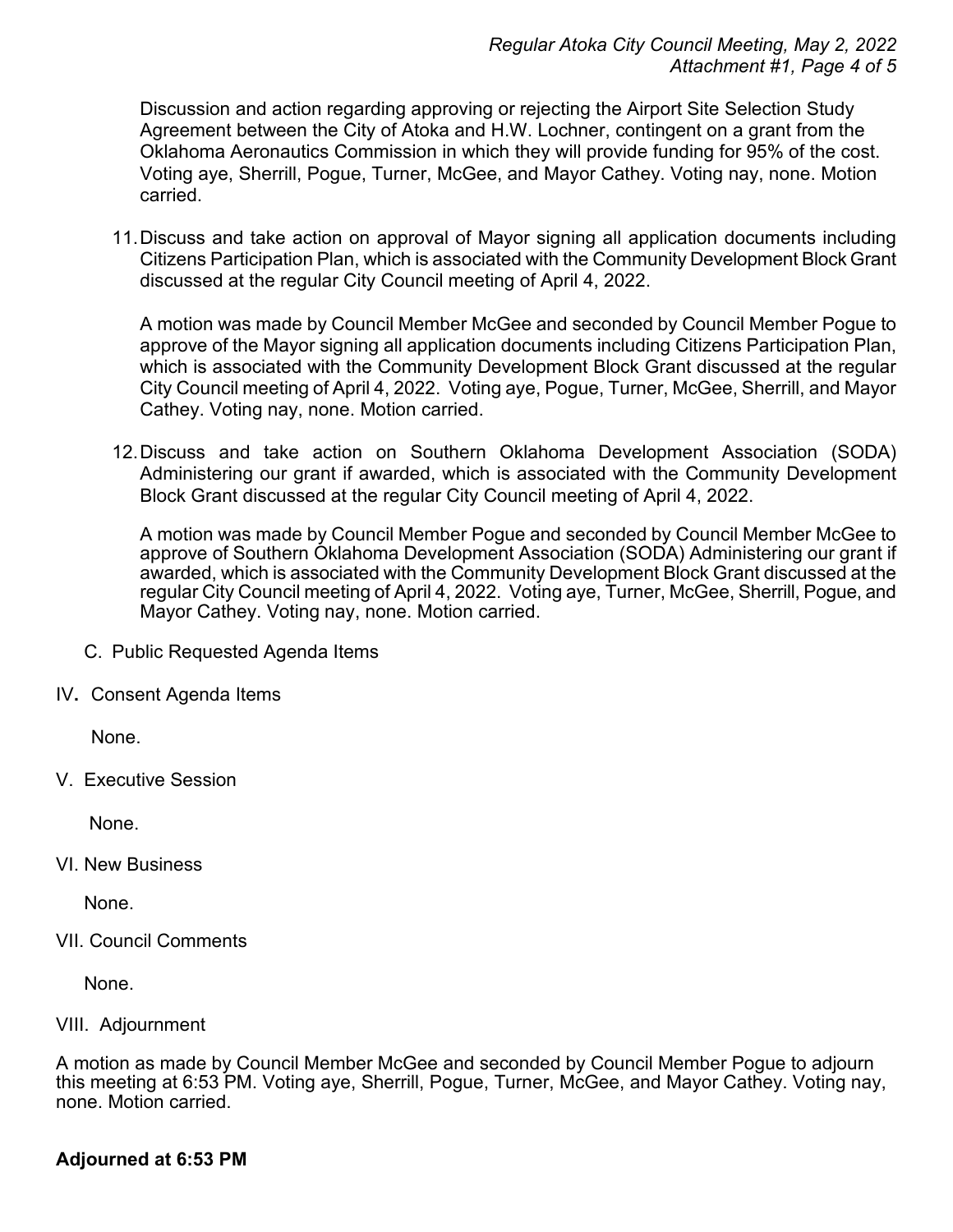Discussion and action regarding approving or rejecting the Airport Site Selection Study Agreement between the City of Atoka and H.W. Lochner, contingent on a grant from the Oklahoma Aeronautics Commission in which they will provide funding for 95% of the cost. Voting aye, Sherrill, Pogue, Turner, McGee, and Mayor Cathey. Voting nay, none. Motion carried.

11. Discuss and take action on approval of Mayor signing all application documents including Citizens Participation Plan, which is associated with the Community Development Block Grant discussed at the regular City Council meeting of April 4, 2022.

    A motion was made by Council Member McGee and seconded by Council Member Pogue to approve of the Mayor signing all application documents including Citizens Participation Plan, which is associated with the Community Development Block Grant discussed at the regular City Council meeting of April 4, 2022. Voting aye, Pogue, Turner, McGee, Sherrill, and Mayor Cathey. Voting nay, none. Motion carried.

12. Discuss and take action on Southern Oklahoma Development Association (SODA) Administering our grant if awarded, which is associated with the Community Development Block Grant discussed at the regular City Council meeting of April 4, 2022.

    A motion was made by Council Member Pogue and seconded by Council Member McGee to approve of Southern Oklahoma Development Association (SODA) Administering our grant if awarded, which is associated with the Community Development Block Grant discussed at the regular City Council meeting of April 4, 2022. Voting aye, Turner, McGee, Sherrill, Pogue, and Mayor Cathey. Voting nay, none. Motion carried.

C. Public Requested Agenda Items

IV. Consent Agenda Items

None.

V. Executive Session

None.

VI. New Business

None.

VII. Council Comments

None.

VIII. Adjournment

A motion as made by Council Member McGee and seconded by Council Member Pogue to adjourn this meeting at 6:53 PM. Voting aye, Sherrill, Pogue, Turner, McGee, and Mayor Cathey. Voting nay, none. Motion carried.

**Adjourned at 6:53 PM**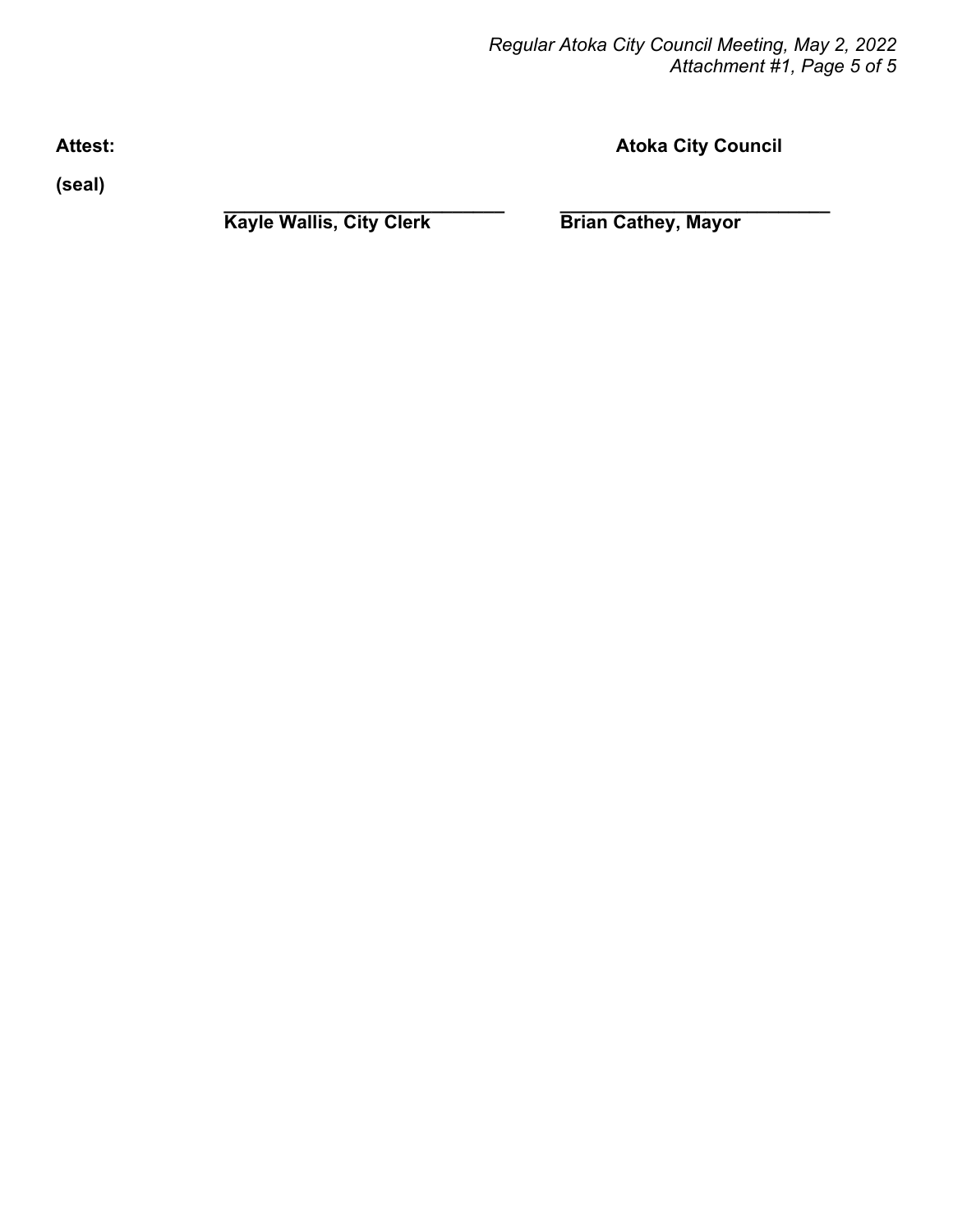**Attest:** **Atoka City Council**

**(seal)**

\_\_\_\_\_\_\_\_\_\_\_\_\_\_\_\_\_\_\_\_\_\_\_\_\_\_\_\_ \_\_\_\_\_\_\_\_\_\_\_\_\_\_\_\_\_\_\_\_\_\_\_\_\_\_\_\_

**Kayle Wallis, City Clerk** **Brian Cathey, Mayor**